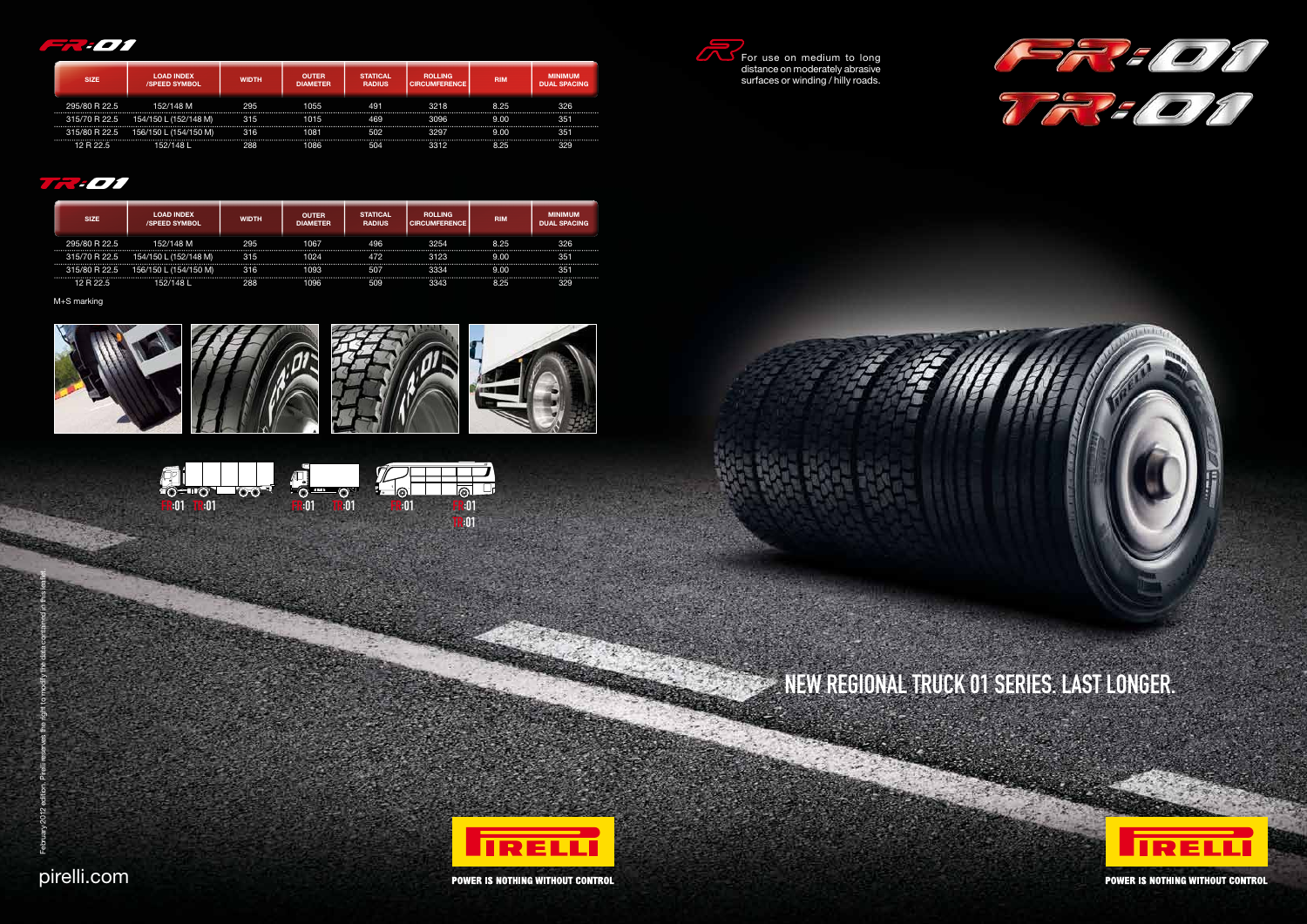## FR:01

| SIZE | LOAD INDEX /SPEED SYMBOL | WIDTH | OUTER DIAMETER | STATICAL RADIUS | ROLLING CIRCUMFERENCE | RIM | MINIMUM DUAL SPACING |
|---|---|---|---|---|---|---|---|
| 295/80 R 22.5 | 152/148 M | 295 | 1055 | 491 | 3218 | 8.25 | 326 |
| 315/70 R 22.5 | 154/150 L (152/148 M) | 315 | 1015 | 469 | 3096 | 9.00 | 351 |
| 315/80 R 22.5 | 156/150 L (154/150 M) | 316 | 1081 | 502 | 3297 | 9.00 | 351 |
| 12 R 22.5 | 152/148 L | 288 | 1086 | 504 | 3312 | 8.25 | 329 |

## TR:01

| SIZE | LOAD INDEX /SPEED SYMBOL | WIDTH | OUTER DIAMETER | STATICAL RADIUS | ROLLING CIRCUMFERENCE | RIM | MINIMUM DUAL SPACING |
|---|---|---|---|---|---|---|---|
| 295/80 R 22.5 | 152/148 M | 295 | 1067 | 496 | 3254 | 8.25 | 326 |
| 315/70 R 22.5 | 154/150 L (152/148 M) | 315 | 1024 | 472 | 3123 | 9.00 | 351 |
| 315/80 R 22.5 | 156/150 L (154/150 M) | 316 | 1093 | 507 | 3334 | 9.00 | 351 |
| 12 R 22.5 | 152/148 L | 288 | 1096 | 509 | 3343 | 8.25 | 329 |

M+S marking

FR:01 TR:01 FR:01 TR:01 TR:01 FR:01 TR:01

February 2012 edition. Pirelli reserves the right to modify the data contained in this leaflet.

pirelli.com

For use on medium to long distance on moderately abrasive surfaces or winding / hilly roads.

# FR:01 TR:01

## NEW REGIONAL TRUCK 01 SERIES. LAST LONGER.

PIRELLI

POWER IS NOTHING WITHOUT CONTROL

PIRELLI

POWER IS NOTHING WITHOUT CONTROL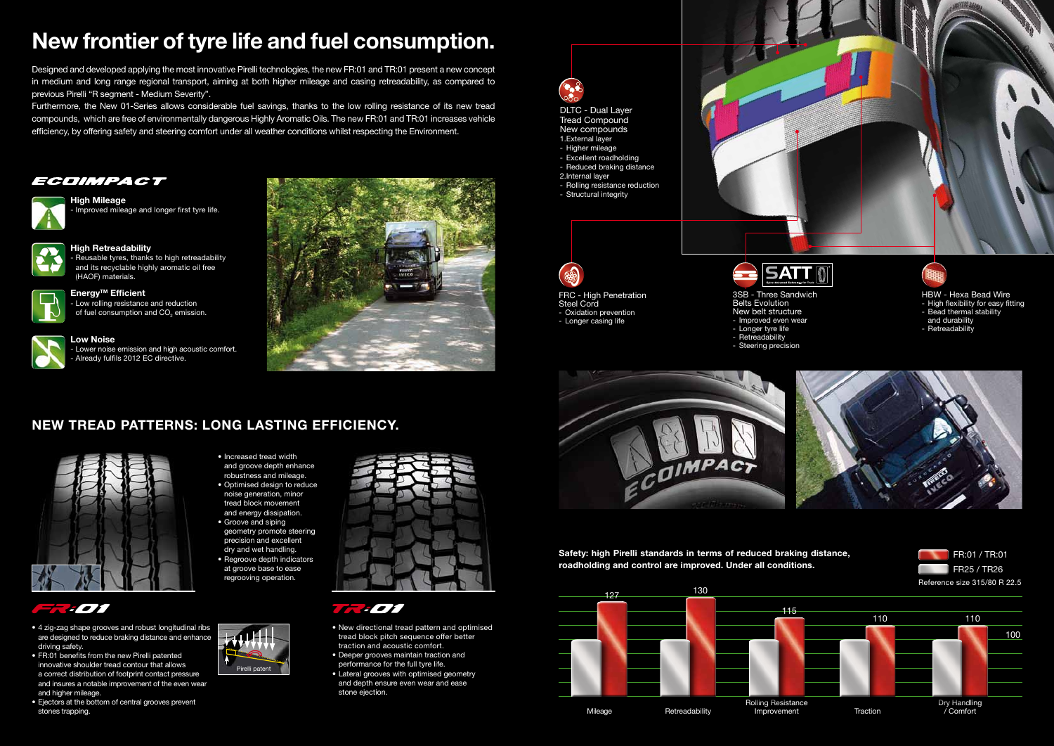# New frontier of tyre life and fuel consumption.

Designed and developed applying the most innovative Pirelli technologies, the new FR:01 and TR:01 present a new concept in medium and long range regional transport, aiming at both higher mileage and casing retreadability, as compared to previous Pirelli "R segment - Medium Severity".

Furthermore, the New 01-Series allows considerable fuel savings, thanks to the low rolling resistance of its new tread compounds, which are free of environmentally dangerous Highly Aromatic Oils. The new FR:01 and TR:01 increases vehicle efficiency, by offering safety and steering comfort under all weather conditions whilst respecting the Environment.

## ECOIMPACT

**High Mileage**
- Improved mileage and longer first tyre life.

**High Retreadability**
- Reusable tyres, thanks to high retreadability and its recyclable highly aromatic oil free (HAOF) materials.

**Energy™ Efficient**
- Low rolling resistance and reduction of fuel consumption and $CO_2$ emission.

**Low Noise**
- Lower noise emission and high acoustic comfort.
- Already fulfils 2012 EC directive.

DLTC - Dual Layer Tread Compound New compounds
1. External layer
- Higher mileage
- Excellent roadholding
- Reduced braking distance
2. Internal layer
- Rolling resistance reduction
- Structural integrity

FRC - High Penetration Steel Cord
- Oxidation prevention
- Longer casing life

SATT

3SB - Three Sandwich Belts Evolution New belt structure
- Improved even wear
- Longer tyre life
- Retreadability
- Steering precision

HBW - Hexa Bead Wire
- High flexibility for easy fitting
- Bead thermal stability and durability
- Retreadability

## NEW TREAD PATTERNS: LONG LASTING EFFICIENCY.

- Increased tread width and groove depth enhance robustness and mileage.
- Optimised design to reduce noise generation, minor tread block movement and energy dissipation.
- Groove and siping geometry promote steering precision and excellent dry and wet handling.
- Regroove depth indicators at groove base to ease regrooving operation.

### FR:01

- 4 zig-zag shape grooves and robust longitudinal ribs are designed to reduce braking distance and enhance driving safety.
- FR:01 benefits from the new Pirelli patented innovative shoulder tread contour that allows a correct distribution of footprint contact pressure and insures a notable improvement of the even wear and higher mileage.
- Ejectors at the bottom of central grooves prevent stones trapping.

Pirelli patent

### TR:01

- New directional tread pattern and optimised tread block pitch sequence offer better traction and acoustic comfort.
- Deeper grooves maintain traction and performance for the full tyre life.
- Lateral grooves with optimised geometry and depth ensure even wear and ease stone ejection.

**Safety: high Pirelli standards in terms of reduced braking distance, roadholding and control are improved. Under all conditions.**

FR:01 / TR:01
FR25 / TR26
Reference size 315/80 R 22.5

127
130
115
110
110
100

Mileage
Retreadability
Rolling Resistance Improvement
Traction
Dry Handling / Comfort